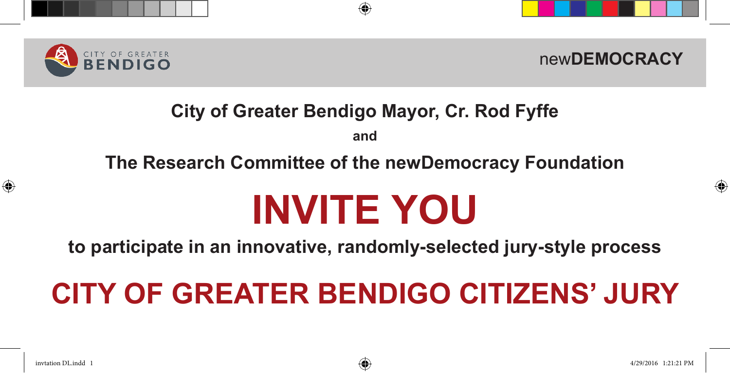CITY OF GREATER BENDIGO

new**DEMOCRACY**

**City of Greater Bendigo Mayor, Cr. Rod Fyffe**

**and**

**The Research Committee of the newDemocracy Foundation**

# INVITE YOU

**to participate in an innovative, randomly-selected jury-style process**

# CITY OF GREATER BENDIGO CITIZENS' JURY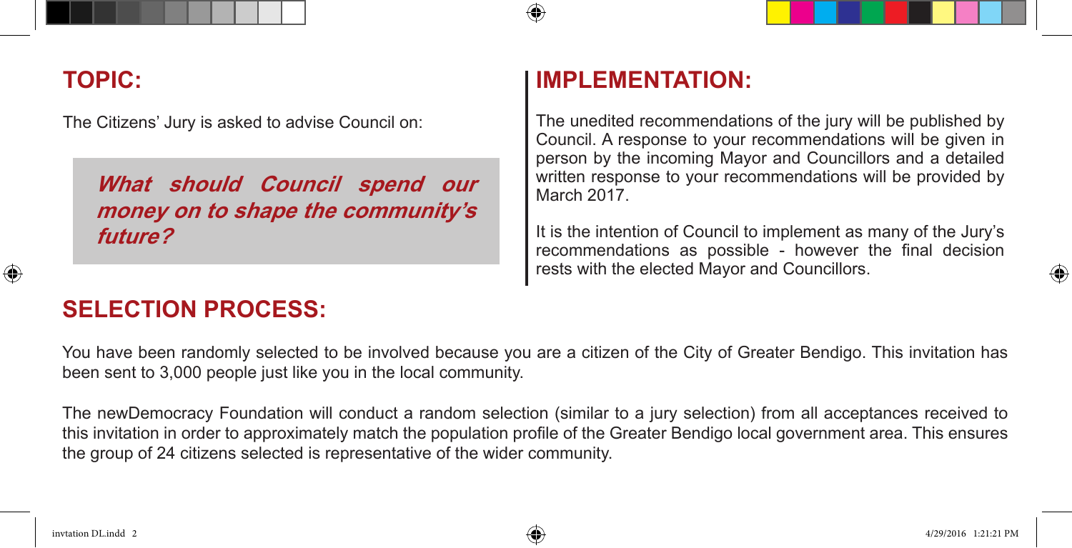## TOPIC:

The Citizens' Jury is asked to advise Council on:

> ***What should Council spend our money on to shape the community's future?***

## IMPLEMENTATION:

The unedited recommendations of the jury will be published by Council. A response to your recommendations will be given in person by the incoming Mayor and Councillors and a detailed written response to your recommendations will be provided by March 2017.

It is the intention of Council to implement as many of the Jury's recommendations as possible - however the final decision rests with the elected Mayor and Councillors.

## SELECTION PROCESS:

You have been randomly selected to be involved because you are a citizen of the City of Greater Bendigo. This invitation has been sent to 3,000 people just like you in the local community.

The newDemocracy Foundation will conduct a random selection (similar to a jury selection) from all acceptances received to this invitation in order to approximately match the population profile of the Greater Bendigo local government area. This ensures the group of 24 citizens selected is representative of the wider community.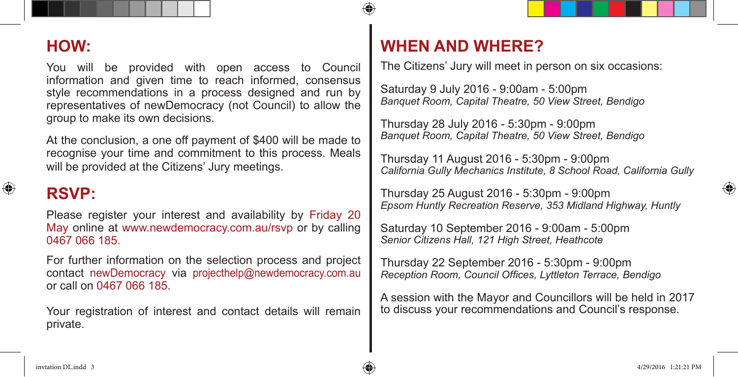## HOW:

You will be provided with open access to Council information and given time to reach informed, consensus style recommendations in a process designed and run by representatives of newDemocracy (not Council) to allow the group to make its own decisions.

At the conclusion, a one off payment of $400 will be made to recognise your time and commitment to this process. Meals will be provided at the Citizens' Jury meetings.

## RSVP:

Please register your interest and availability by Friday 20 May online at www.newdemocracy.com.au/rsvp or by calling 0467 066 185.

For further information on the selection process and project contact newDemocracy via projecthelp@newdemocracy.com.au or call on 0467 066 185.

Your registration of interest and contact details will remain private.

## WHEN AND WHERE?

The Citizens' Jury will meet in person on six occasions:

Saturday 9 July 2016 - 9:00am - 5:00pm
*Banquet Room, Capital Theatre, 50 View Street, Bendigo*

Thursday 28 July 2016 - 5:30pm - 9:00pm
*Banquet Room, Capital Theatre, 50 View Street, Bendigo*

Thursday 11 August 2016 - 5:30pm - 9:00pm
*California Gully Mechanics Institute, 8 School Road, California Gully*

Thursday 25 August 2016 - 5:30pm - 9:00pm
*Epsom Huntly Recreation Reserve, 353 Midland Highway, Huntly*

Saturday 10 September 2016 - 9:00am - 5:00pm
*Senior Citizens Hall, 121 High Street, Heathcote*

Thursday 22 September 2016 - 5:30pm - 9:00pm
*Reception Room, Council Offices, Lyttleton Terrace, Bendigo*

A session with the Mayor and Councillors will be held in 2017 to discuss your recommendations and Council's response.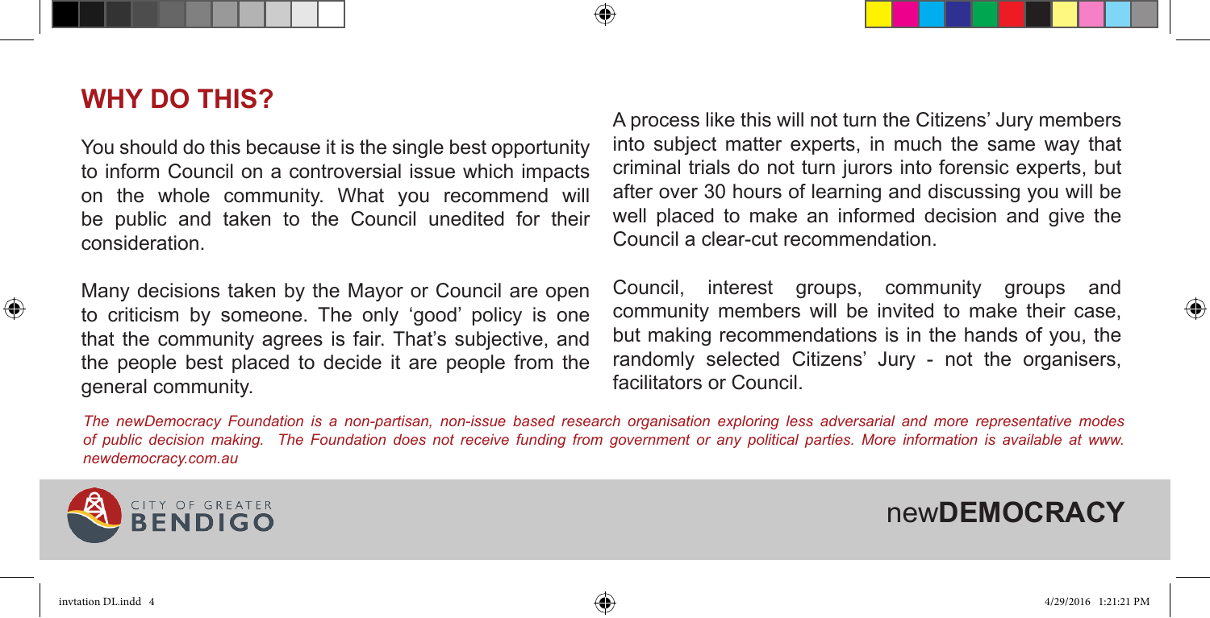## WHY DO THIS?

You should do this because it is the single best opportunity to inform Council on a controversial issue which impacts on the whole community. What you recommend will be public and taken to the Council unedited for their consideration.

Many decisions taken by the Mayor or Council are open to criticism by someone. The only 'good' policy is one that the community agrees is fair. That's subjective, and the people best placed to decide it are people from the general community.

A process like this will not turn the Citizens' Jury members into subject matter experts, in much the same way that criminal trials do not turn jurors into forensic experts, but after over 30 hours of learning and discussing you will be well placed to make an informed decision and give the Council a clear-cut recommendation.

Council, interest groups, community groups and community members will be invited to make their case, but making recommendations is in the hands of you, the randomly selected Citizens' Jury - not the organisers, facilitators or Council.

*The newDemocracy Foundation is a non-partisan, non-issue based research organisation exploring less adversarial and more representative modes of public decision making. The Foundation does not receive funding from government or any political parties. More information is available at www.newdemocracy.com.au*

CITY OF GREATER BENDIGO

new**DEMOCRACY**